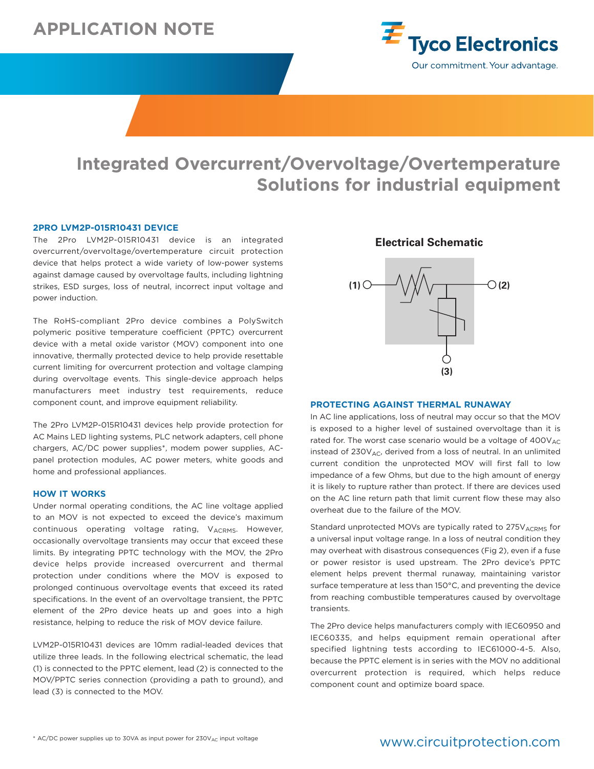# APPLICATION NOTE

# Integrated Overcurrent/Overvoltage/Overtemperature Solutions for industrial equipment

## 2PRO LVM2P-015R10431 DEVICE

The 2Pro LVM2P-015R10431 device is an integrated overcurrent/overvoltage/overtemperature circuit protection device that helps protect a wide variety of low-power systems against damage caused by overvoltage faults, including lightning strikes, ESD surges, loss of neutral, incorrect input voltage and power induction.

The RoHS-compliant 2Pro device combines a PolySwitch polymeric positive temperature coefficient (PPTC) overcurrent device with a metal oxide varistor (MOV) component into one innovative, thermally protected device to help provide resettable current limiting for overcurrent protection and voltage clamping during overvoltage events. This single-device approach helps manufacturers meet industry test requirements, reduce component count, and improve equipment reliability.

The 2Pro LVM2P-015R10431 devices help provide protection for AC Mains LED lighting systems, PLC network adapters, cell phone chargers, AC/DC power supplies*, modem power supplies, AC-panel protection modules, AC power meters, white goods and home and professional appliances.

## HOW IT WORKS

Under normal operating conditions, the AC line voltage applied to an MOV is not expected to exceed the device's maximum continuous operating voltage rating, $V_{ACRMS}$. However, occasionally overvoltage transients may occur that exceed these limits. By integrating PPTC technology with the MOV, the 2Pro device helps provide increased overcurrent and thermal protection under conditions where the MOV is exposed to prolonged continuous overvoltage events that exceed its rated specifications. In the event of an overvoltage transient, the PPTC element of the 2Pro device heats up and goes into a high resistance, helping to reduce the risk of MOV device failure.

LVM2P-015R10431 devices are 10mm radial-leaded devices that utilize three leads. In the following electrical schematic, the lead (1) is connected to the PPTC element, lead (2) is connected to the MOV/PPTC series connection (providing a path to ground), and lead (3) is connected to the MOV.

**Electrical Schematic**

(1) (2) (3)

## PROTECTING AGAINST THERMAL RUNAWAY

In AC line applications, loss of neutral may occur so that the MOV is exposed to a higher level of sustained overvoltage than it is rated for. The worst case scenario would be a voltage of $400V_{AC}$ instead of $230V_{AC}$, derived from a loss of neutral. In an unlimited current condition the unprotected MOV will first fall to low impedance of a few Ohms, but due to the high amount of energy it is likely to rupture rather than protect. If there are devices used on the AC line return path that limit current flow these may also overheat due to the failure of the MOV.

Standard unprotected MOVs are typically rated to $275V_{ACRMS}$ for a universal input voltage range. In a loss of neutral condition they may overheat with disastrous consequences (Fig 2), even if a fuse or power resistor is used upstream. The 2Pro device's PPTC element helps prevent thermal runaway, maintaining varistor surface temperature at less than 150°C, and preventing the device from reaching combustible temperatures caused by overvoltage transients.

The 2Pro device helps manufacturers comply with IEC60950 and IEC60335, and helps equipment remain operational after specified lightning tests according to IEC61000-4-5. Also, because the PPTC element is in series with the MOV no additional overcurrent protection is required, which helps reduce component count and optimize board space.

\* AC/DC power supplies up to 30VA as input power for $230V_{AC}$ input voltage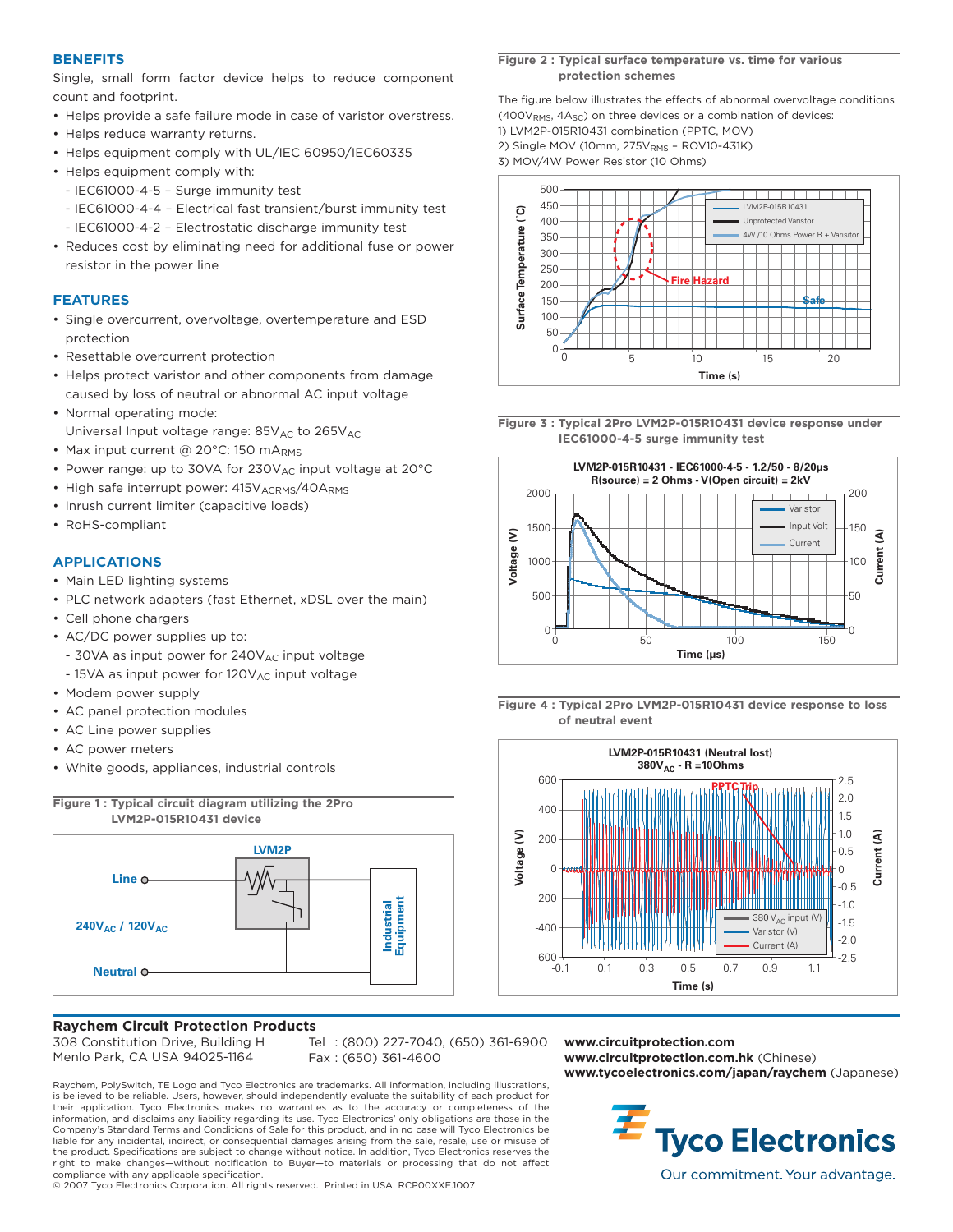## BENEFITS

Single, small form factor device helps to reduce component count and footprint.

- Helps provide a safe failure mode in case of varistor overstress.
- Helps reduce warranty returns.
- Helps equipment comply with UL/IEC 60950/IEC60335
- Helps equipment comply with:
  - IEC61000-4-5 – Surge immunity test
  - IEC61000-4-4 – Electrical fast transient/burst immunity test
  - IEC61000-4-2 – Electrostatic discharge immunity test
- Reduces cost by eliminating need for additional fuse or power resistor in the power line

## FEATURES

- Single overcurrent, overvoltage, overtemperature and ESD protection
- Resettable overcurrent protection
- Helps protect varistor and other components from damage caused by loss of neutral or abnormal AC input voltage
- Normal operating mode:
  Universal Input voltage range: $85V_{AC}$ to $265V_{AC}$
- Max input current @ 20°C: 150 $mA_{RMS}$
- Power range: up to 30VA for $230V_{AC}$ input voltage at 20°C
- High safe interrupt power: $415V_{ACRMS}/40A_{RMS}$
- Inrush current limiter (capacitive loads)
- RoHS-compliant

## APPLICATIONS

- Main LED lighting systems
- PLC network adapters (fast Ethernet, xDSL over the main)
- Cell phone chargers
- AC/DC power supplies up to:
  - 30VA as input power for $240V_{AC}$ input voltage
  - 15VA as input power for $120V_{AC}$ input voltage
- Modem power supply
- AC panel protection modules
- AC Line power supplies
- AC power meters
- White goods, appliances, industrial controls

**Figure 1 : Typical circuit diagram utilizing the 2Pro LVM2P-015R10431 device**

Line — LVM2P — Industrial Equipment; $240V_{AC}$ / $120V_{AC}$; Neutral

**Figure 2 : Typical surface temperature vs. time for various protection schemes**

The figure below illustrates the effects of abnormal overvoltage conditions ($400V_{RMS}$, $4A_{SC}$) on three devices or a combination of devices:
1) LVM2P-015R10431 combination (PPTC, MOV)
2) Single MOV (10mm, $275V_{RMS}$ – ROV10-431K)
3) MOV/4W Power Resistor (10 Ohms)

**Figure 3 : Typical 2Pro LVM2P-015R10431 device response under IEC61000-4-5 surge immunity test**

**Figure 4 : Typical 2Pro LVM2P-015R10431 device response to loss of neutral event**

### Raychem Circuit Protection Products

308 Constitution Drive, Building H
Menlo Park, CA USA 94025-1164

Tel : (800) 227-7040, (650) 361-6900
Fax : (650) 361-4600

**www.circuitprotection.com**
**www.circuitprotection.com.hk** (Chinese)
**www.tycoelectronics.com/japan/raychem** (Japanese)

Raychem, PolySwitch, TE Logo and Tyco Electronics are trademarks. All information, including illustrations, is believed to be reliable. Users, however, should independently evaluate the suitability of each product for their application. Tyco Electronics makes no warranties as to the accuracy or completeness of the information, and disclaims any liability regarding its use. Tyco Electronics' only obligations are those in the Company's Standard Terms and Conditions of Sale for this product, and in no case will Tyco Electronics be liable for any incidental, indirect, or consequential damages arising from the sale, resale, use or misuse of the product. Specifications are subject to change without notice. In addition, Tyco Electronics reserves the right to make changes—without notification to Buyer—to materials or processing that do not affect compliance with any applicable specification.
© 2007 Tyco Electronics Corporation. All rights reserved. Printed in USA. RCP00XXE.1007

Tyco Electronics — Our commitment. Your advantage.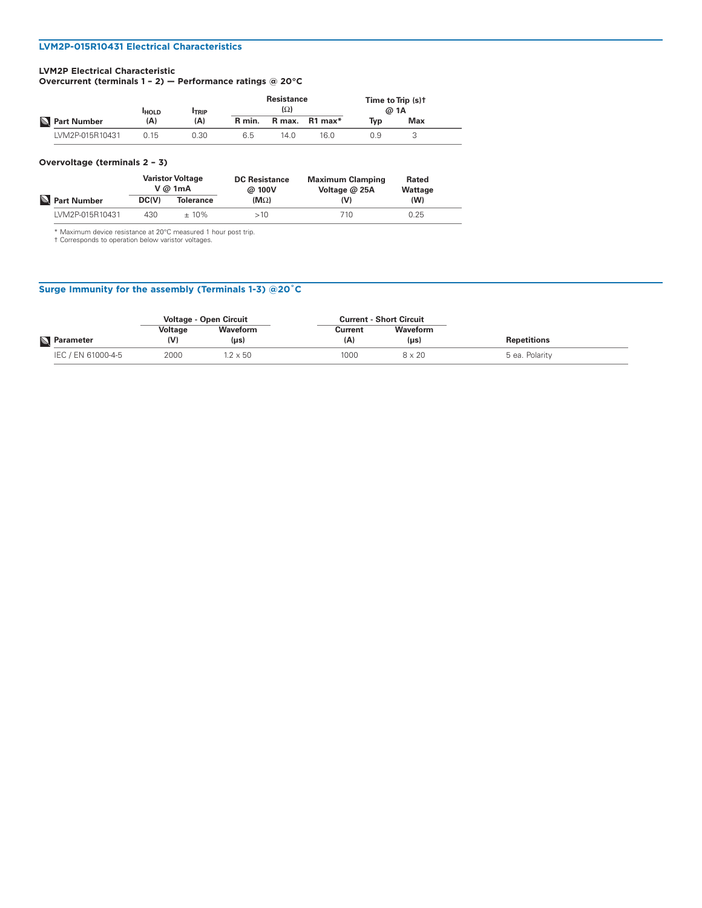## LVM2P-015R10431 Electrical Characteristics

**LVM2P Electrical Characteristic**
**Overcurrent (terminals 1 – 2) — Performance ratings @ 20°C**

| Part Number | $I_{HOLD}$ (A) | $I_{TRIP}$ (A) | Resistance (Ω) | | | Time to Trip (s)† @ 1A | |
|---|---|---|---|---|---|---|---|
| | | | R min. | R max. | R1 max* | Typ | Max |
| LVM2P-015R10431 | 0.15 | 0.30 | 6.5 | 14.0 | 16.0 | 0.9 | 3 |

**Overvoltage (terminals 2 – 3)**

| Part Number | Varistor Voltage V @ 1mA | | DC Resistance @ 100V (MΩ) | Maximum Clamping Voltage @ 25A (V) | Rated Wattage (W) |
|---|---|---|---|---|---|
| | DC(V) | Tolerance | | | |
| LVM2P-015R10431 | 430 | ± 10% | >10 | 710 | 0.25 |

\* Maximum device resistance at 20°C measured 1 hour post trip.
† Corresponds to operation below varistor voltages.

## Surge Immunity for the assembly (Terminals 1-3) @20˚C

| Parameter | Voltage - Open Circuit | | Current - Short Circuit | | Repetitions |
|---|---|---|---|---|---|
| | Voltage (V) | Waveform (µs) | Current (A) | Waveform (µs) | |
| IEC / EN 61000-4-5 | 2000 | 1.2 x 50 | 1000 | 8 x 20 | 5 ea. Polarity |